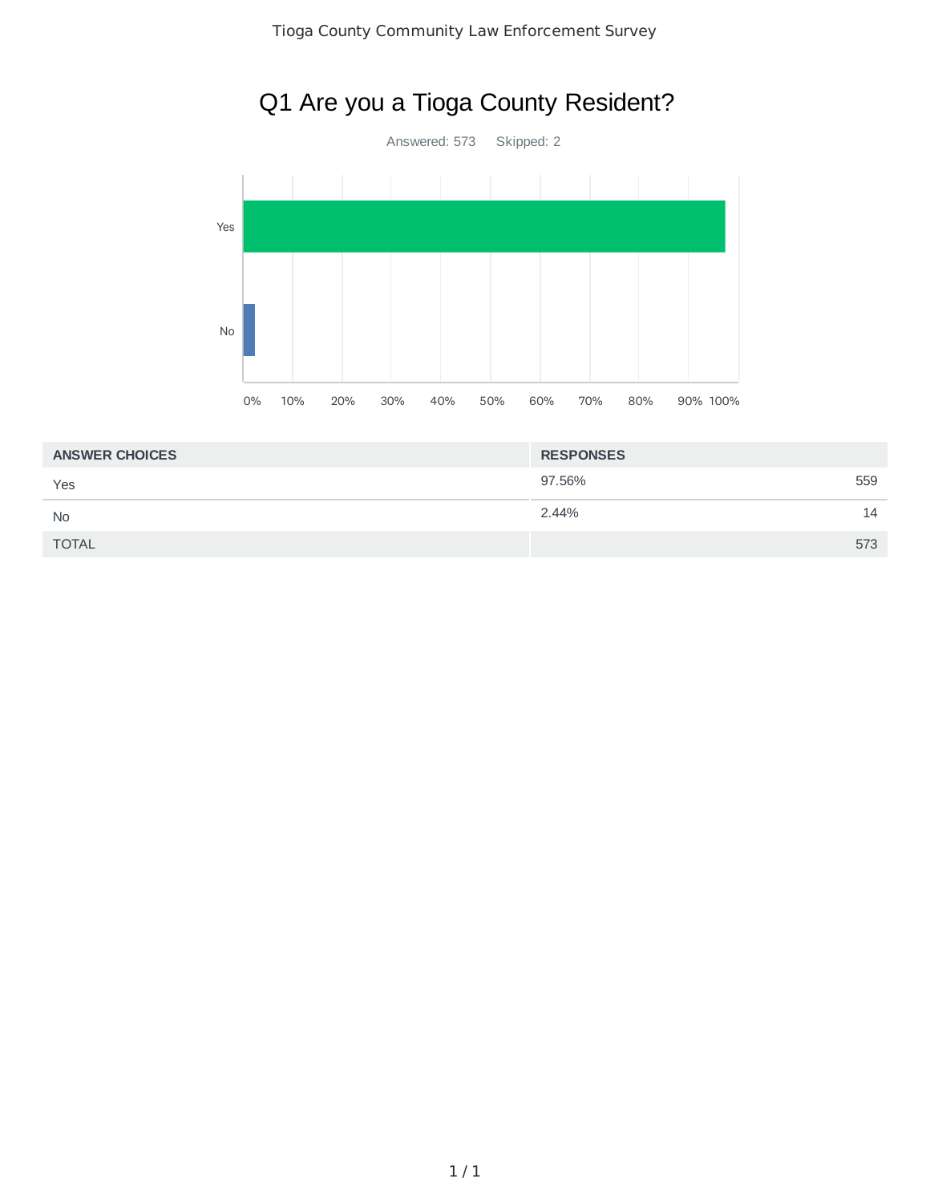# Tioga County Community Law Enforcement Survey

## Q1 Are you a Tioga County Resident?

Answered: 573 Skipped: 2

| ANSWER CHOICES | RESPONSES | |
|---|---|---|
| Yes | 97.56% | 559 |
| No | 2.44% | 14 |
| TOTAL | | 573 |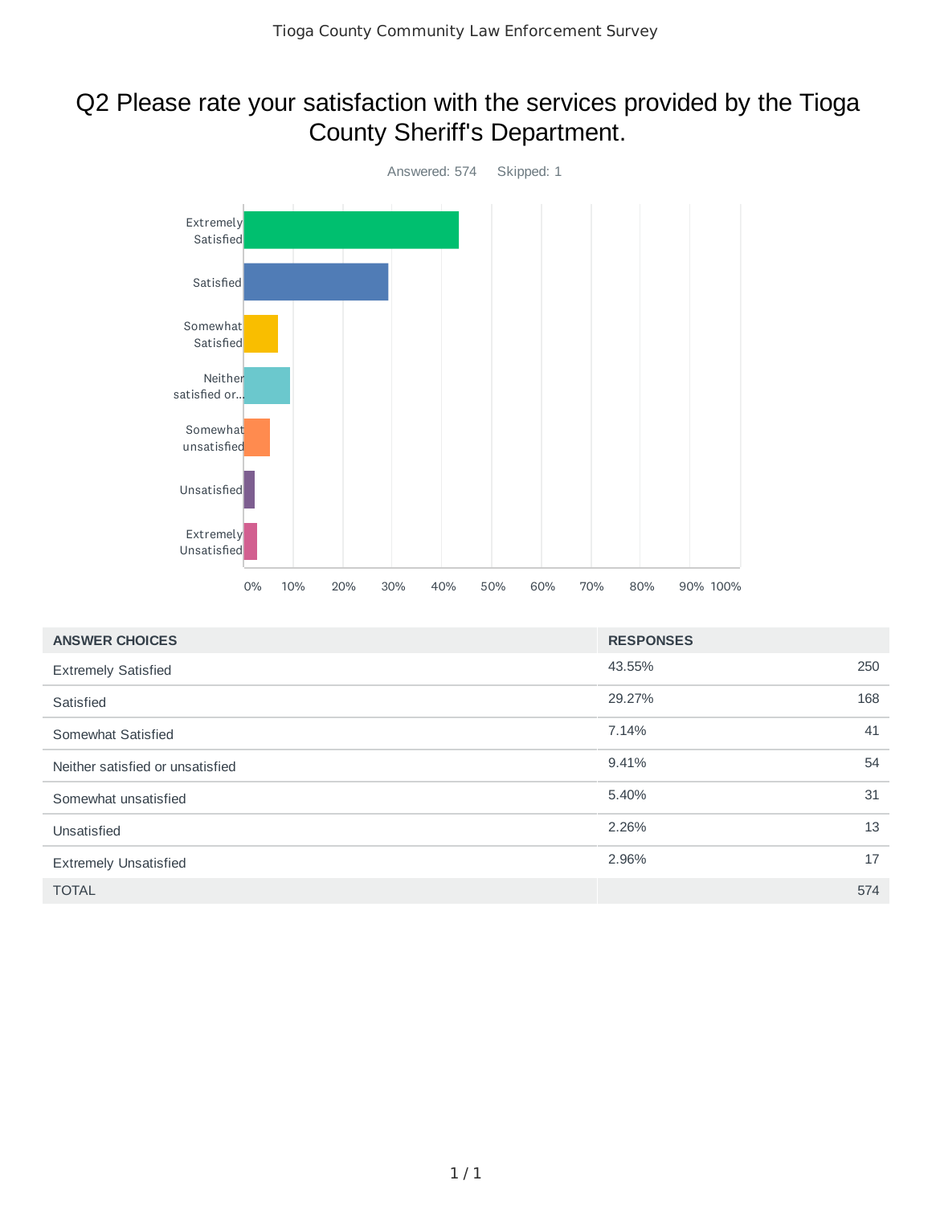# Q2 Please rate your satisfaction with the services provided by the Tioga County Sheriff's Department.

Answered: 574    Skipped: 1

| ANSWER CHOICES | RESPONSES | |
|---|---|---|
| Extremely Satisfied | 43.55% | 250 |
| Satisfied | 29.27% | 168 |
| Somewhat Satisfied | 7.14% | 41 |
| Neither satisfied or unsatisfied | 9.41% | 54 |
| Somewhat unsatisfied | 5.40% | 31 |
| Unsatisfied | 2.26% | 13 |
| Extremely Unsatisfied | 2.96% | 17 |
| TOTAL | | 574 |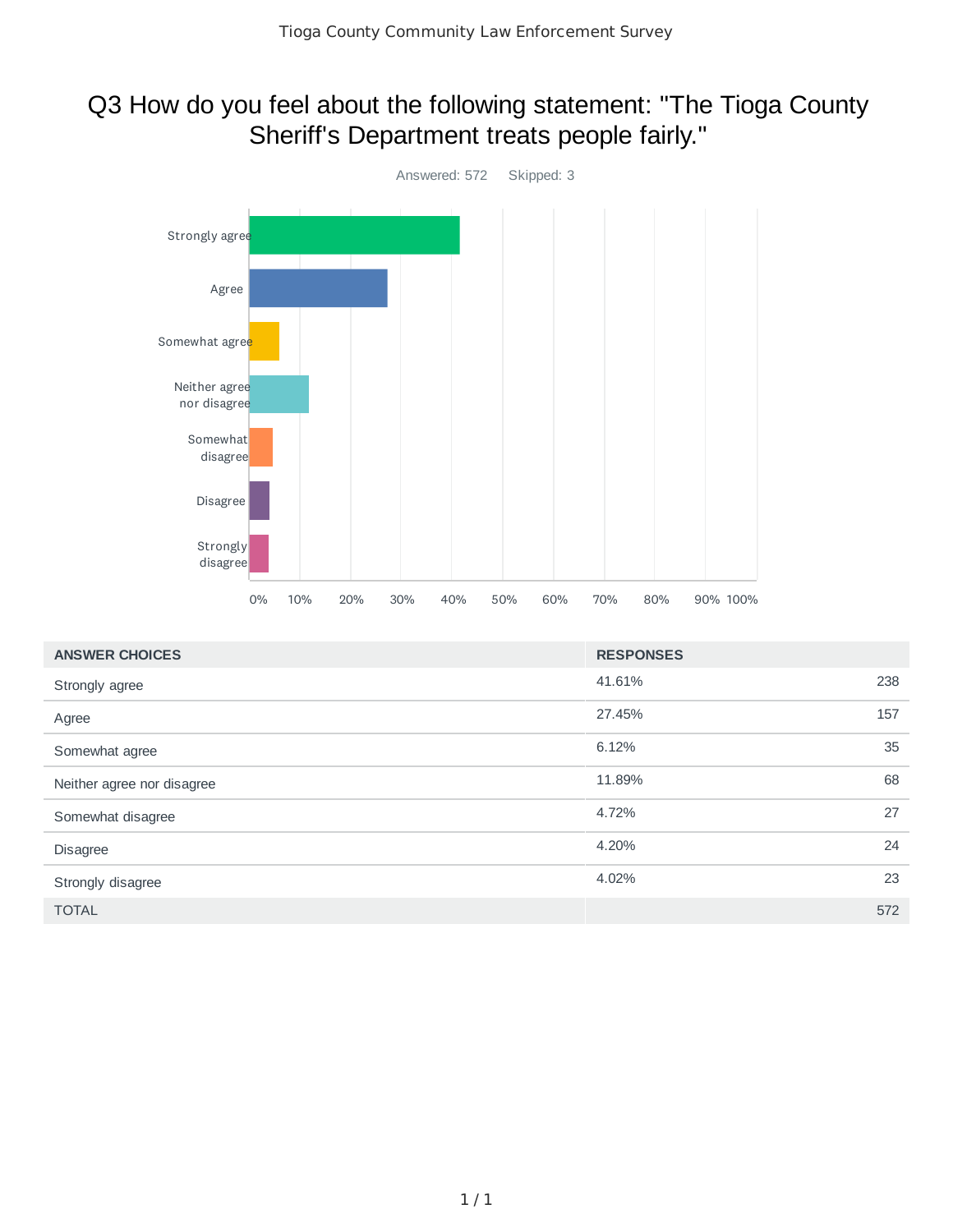# Q3 How do you feel about the following statement: "The Tioga County Sheriff's Department treats people fairly."

Answered: 572    Skipped: 3

| ANSWER CHOICES | RESPONSES | |
|---|---|---|
| Strongly agree | 41.61% | 238 |
| Agree | 27.45% | 157 |
| Somewhat agree | 6.12% | 35 |
| Neither agree nor disagree | 11.89% | 68 |
| Somewhat disagree | 4.72% | 27 |
| Disagree | 4.20% | 24 |
| Strongly disagree | 4.02% | 23 |
| TOTAL | | 572 |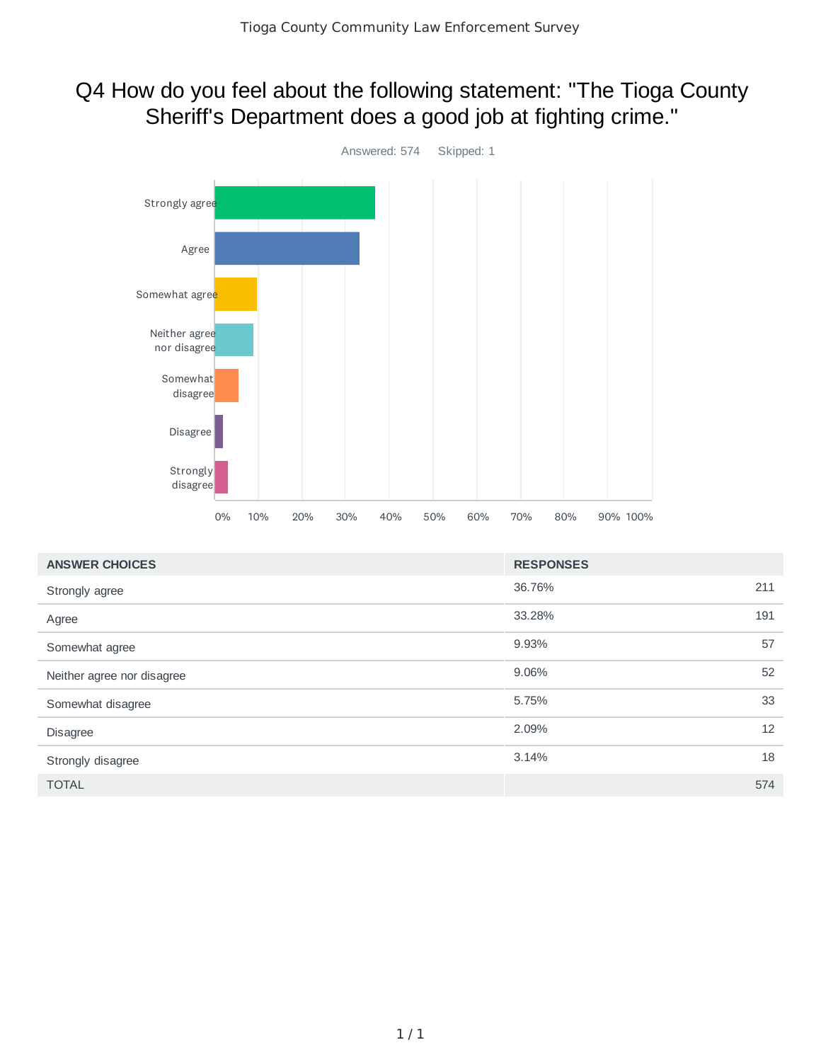# Q4 How do you feel about the following statement: "The Tioga County Sheriff's Department does a good job at fighting crime."

Answered: 574 Skipped: 1

| ANSWER CHOICES | RESPONSES | |
|---|---|---|
| Strongly agree | 36.76% | 211 |
| Agree | 33.28% | 191 |
| Somewhat agree | 9.93% | 57 |
| Neither agree nor disagree | 9.06% | 52 |
| Somewhat disagree | 5.75% | 33 |
| Disagree | 2.09% | 12 |
| Strongly disagree | 3.14% | 18 |
| TOTAL | | 574 |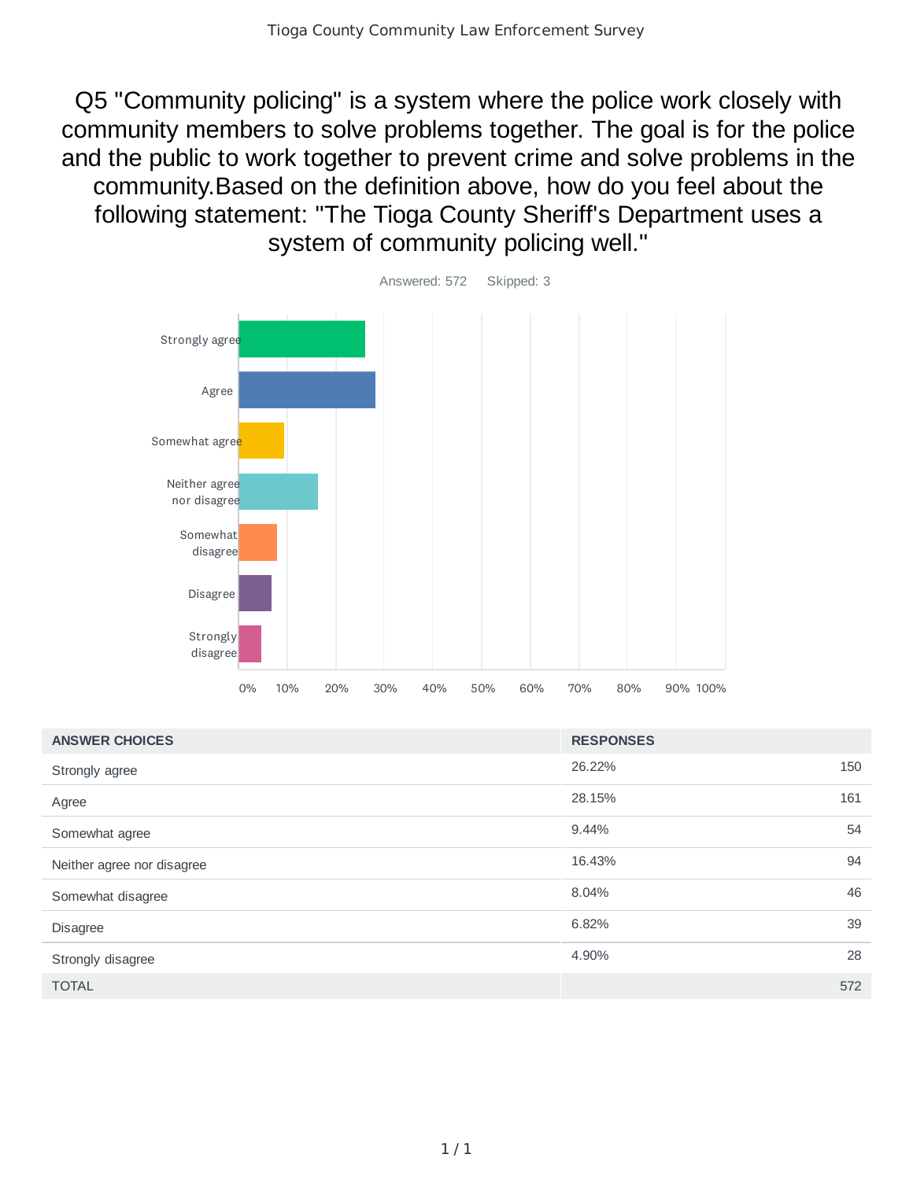# Q5 "Community policing" is a system where the police work closely with community members to solve problems together. The goal is for the police and the public to work together to prevent crime and solve problems in the community.Based on the definition above, how do you feel about the following statement: "The Tioga County Sheriff's Department uses a system of community policing well."

Answered: 572 Skipped: 3

| ANSWER CHOICES | RESPONSES | |
|---|---|---|
| Strongly agree | 26.22% | 150 |
| Agree | 28.15% | 161 |
| Somewhat agree | 9.44% | 54 |
| Neither agree nor disagree | 16.43% | 94 |
| Somewhat disagree | 8.04% | 46 |
| Disagree | 6.82% | 39 |
| Strongly disagree | 4.90% | 28 |
| TOTAL | | 572 |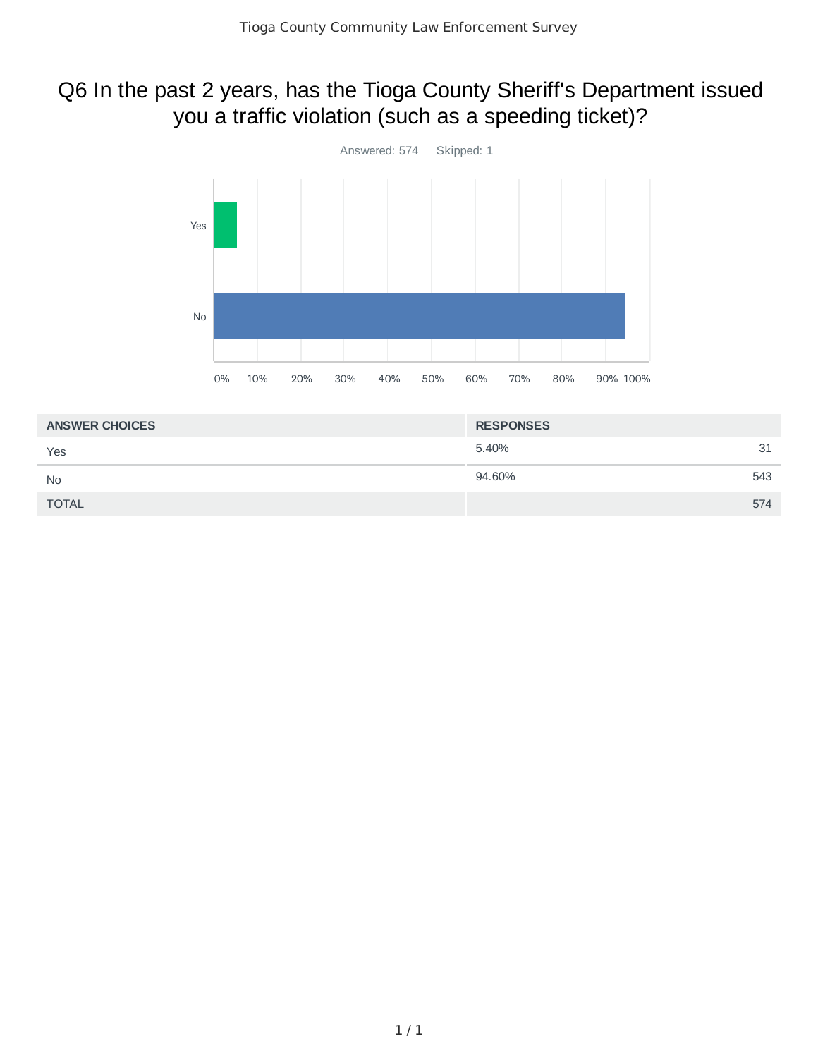# Q6 In the past 2 years, has the Tioga County Sheriff's Department issued you a traffic violation (such as a speeding ticket)?

Answered: 574 Skipped: 1

| ANSWER CHOICES | RESPONSES | |
|---|---|---|
| Yes | 5.40% | 31 |
| No | 94.60% | 543 |
| TOTAL | | 574 |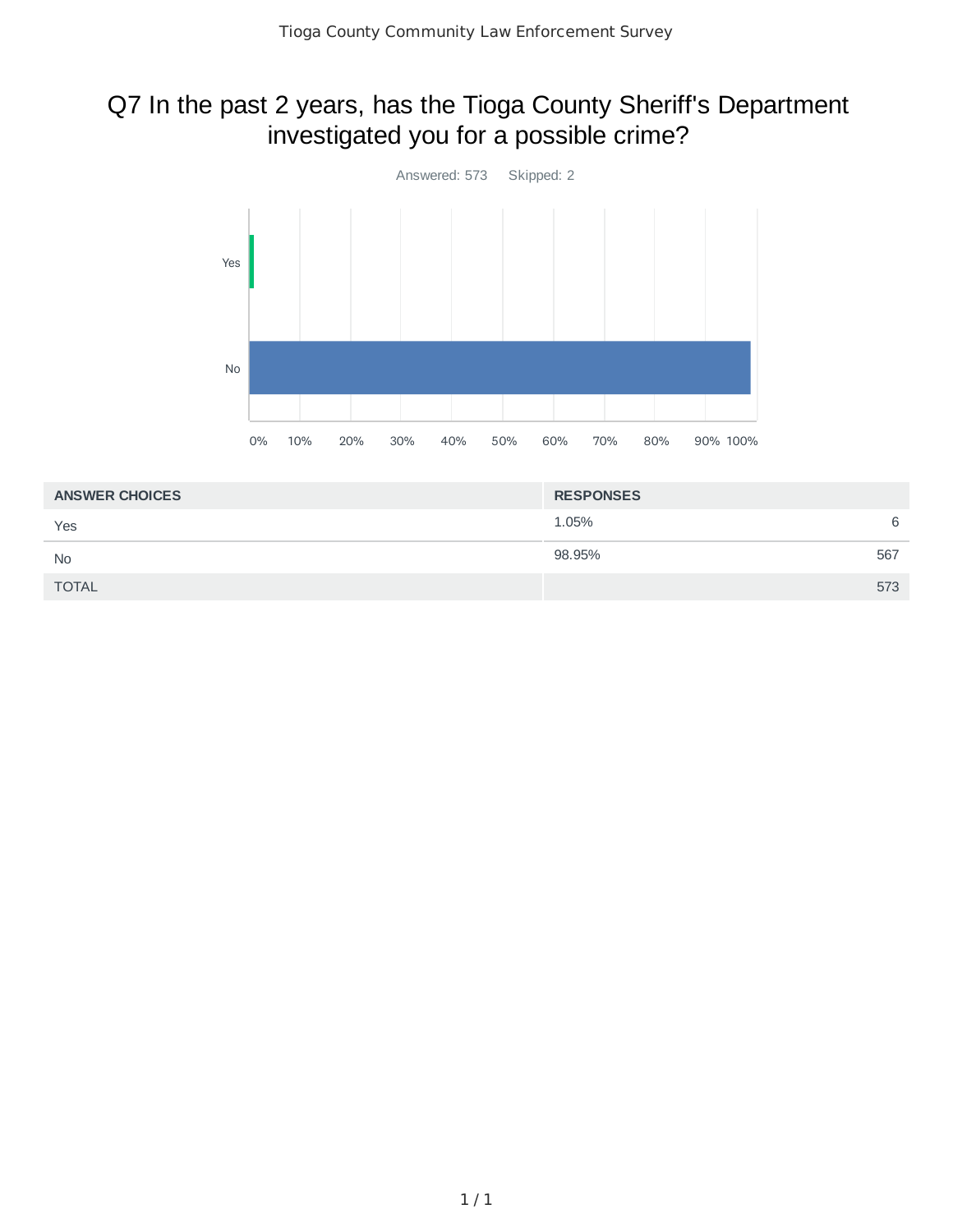# Q7 In the past 2 years, has the Tioga County Sheriff's Department investigated you for a possible crime?

Answered: 573    Skipped: 2

| ANSWER CHOICES | RESPONSES | |
|---|---|---|
| Yes | 1.05% | 6 |
| No | 98.95% | 567 |
| TOTAL | | 573 |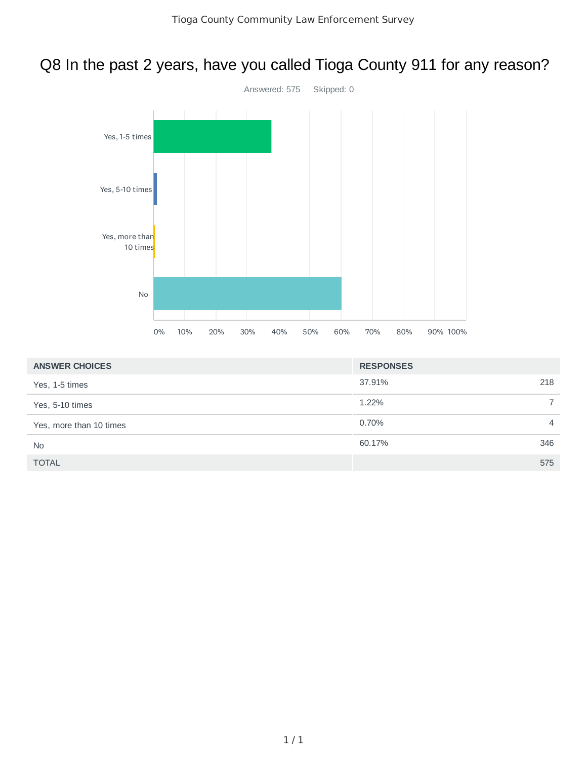# Q8 In the past 2 years, have you called Tioga County 911 for any reason?

Answered: 575 Skipped: 0

| ANSWER CHOICES | RESPONSES | |
|---|---|---|
| Yes, 1-5 times | 37.91% | 218 |
| Yes, 5-10 times | 1.22% | 7 |
| Yes, more than 10 times | 0.70% | 4 |
| No | 60.17% | 346 |
| TOTAL | | 575 |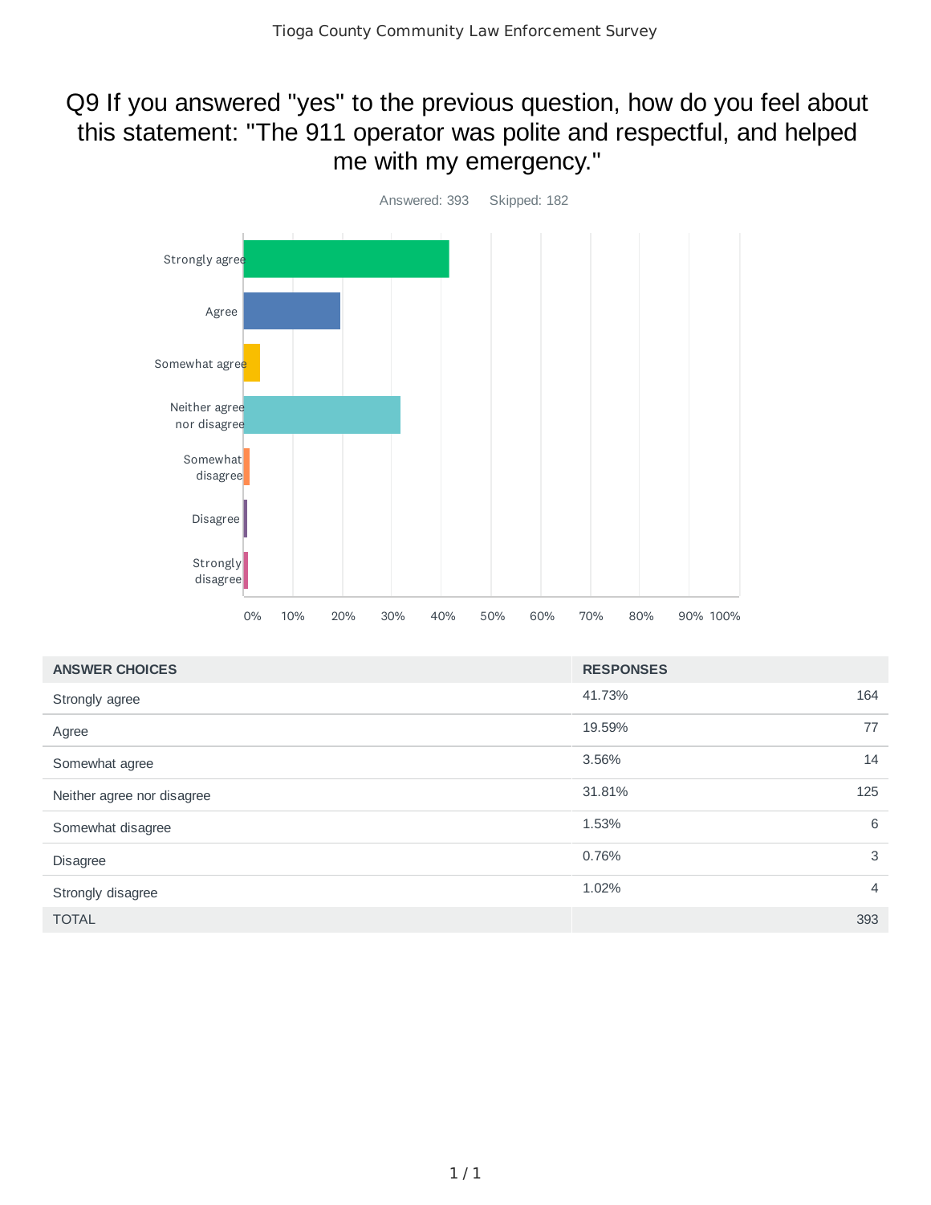Tioga County Community Law Enforcement Survey

# Q9 If you answered "yes" to the previous question, how do you feel about this statement: "The 911 operator was polite and respectful, and helped me with my emergency."

Answered: 393 Skipped: 182

| ANSWER CHOICES | RESPONSES | |
|---|---|---|
| Strongly agree | 41.73% | 164 |
| Agree | 19.59% | 77 |
| Somewhat agree | 3.56% | 14 |
| Neither agree nor disagree | 31.81% | 125 |
| Somewhat disagree | 1.53% | 6 |
| Disagree | 0.76% | 3 |
| Strongly disagree | 1.02% | 4 |
| TOTAL | | 393 |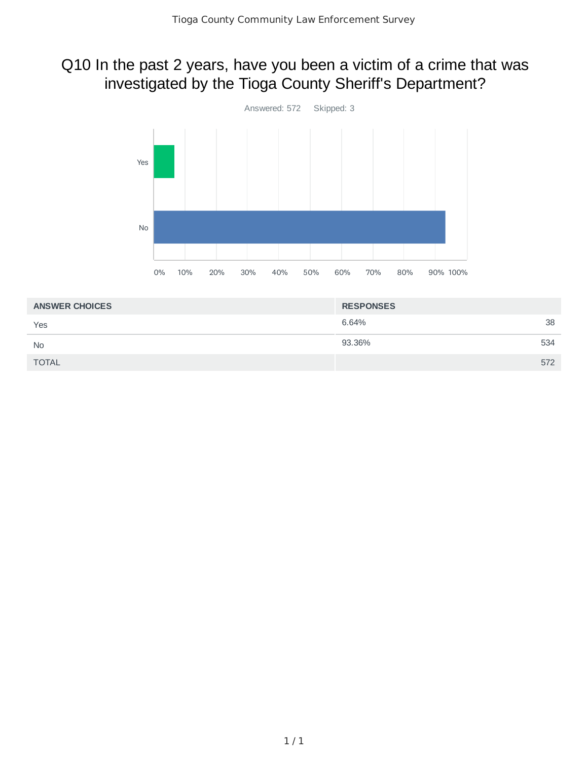# Q10 In the past 2 years, have you been a victim of a crime that was investigated by the Tioga County Sheriff's Department?

Answered: 572 Skipped: 3

| ANSWER CHOICES | RESPONSES | |
|---|---|---|
| Yes | 6.64% | 38 |
| No | 93.36% | 534 |
| TOTAL | | 572 |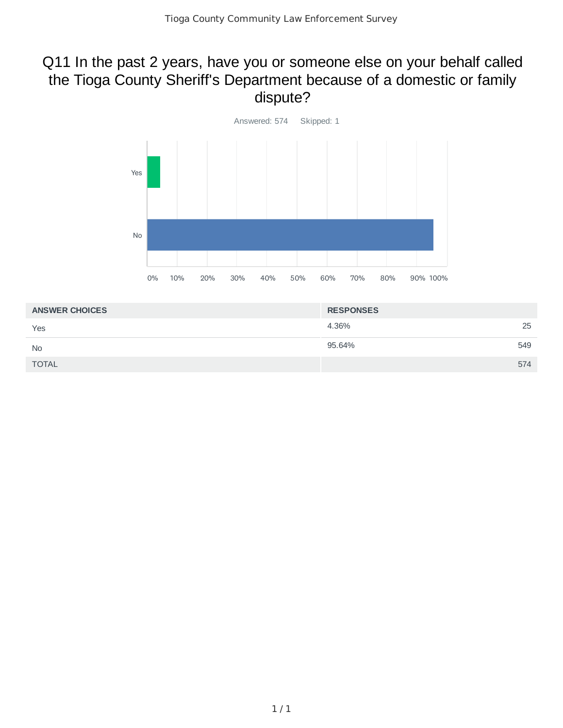# Q11 In the past 2 years, have you or someone else on your behalf called the Tioga County Sheriff's Department because of a domestic or family dispute?

Answered: 574 Skipped: 1

| ANSWER CHOICES | RESPONSES | |
|---|---|---|
| Yes | 4.36% | 25 |
| No | 95.64% | 549 |
| TOTAL | | 574 |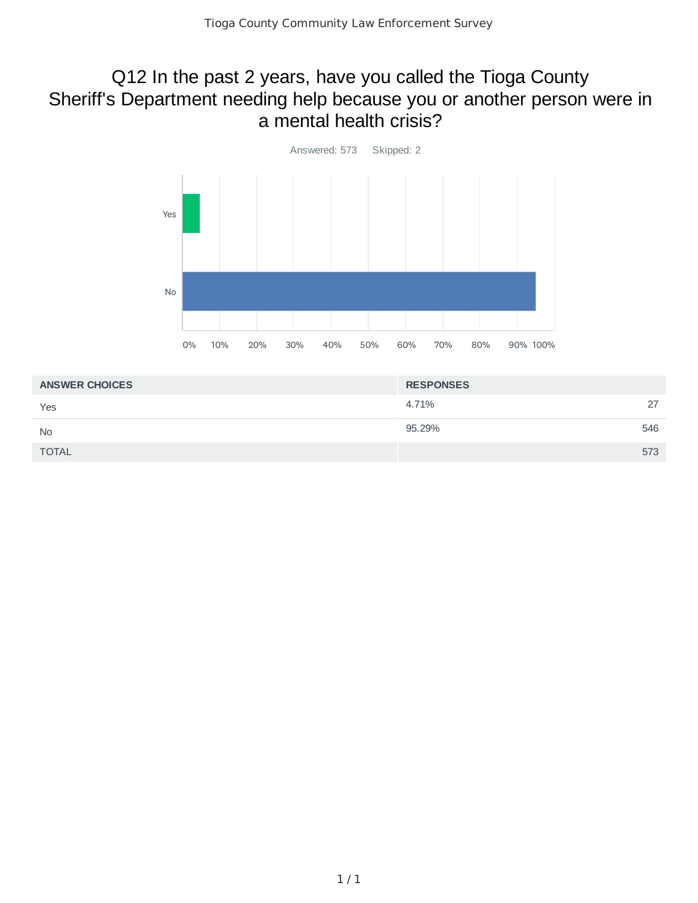# Q12 In the past 2 years, have you called the Tioga County Sheriff's Department needing help because you or another person were in a mental health crisis?

Answered: 573 Skipped: 2

| ANSWER CHOICES | RESPONSES | |
|---|---|---|
| Yes | 4.71% | 27 |
| No | 95.29% | 546 |
| TOTAL | | 573 |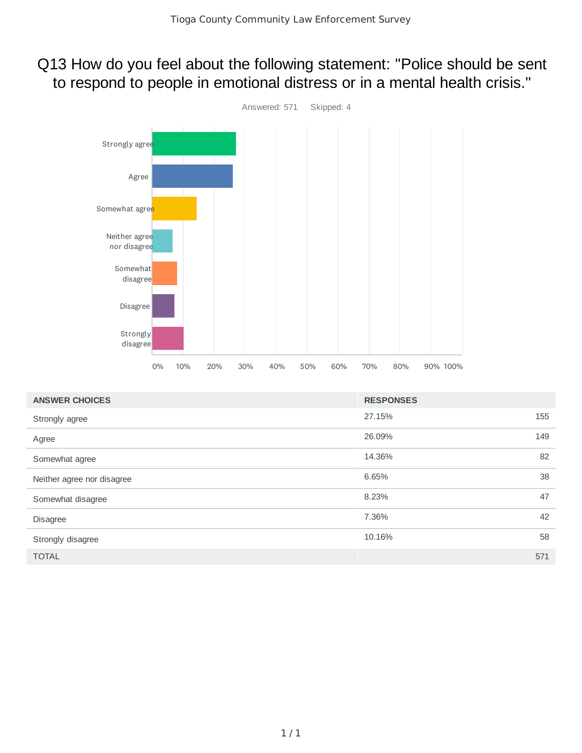# Q13 How do you feel about the following statement: "Police should be sent to respond to people in emotional distress or in a mental health crisis."

Answered: 571 Skipped: 4

| ANSWER CHOICES | RESPONSES | |
|---|---|---|
| Strongly agree | 27.15% | 155 |
| Agree | 26.09% | 149 |
| Somewhat agree | 14.36% | 82 |
| Neither agree nor disagree | 6.65% | 38 |
| Somewhat disagree | 8.23% | 47 |
| Disagree | 7.36% | 42 |
| Strongly disagree | 10.16% | 58 |
| TOTAL | | 571 |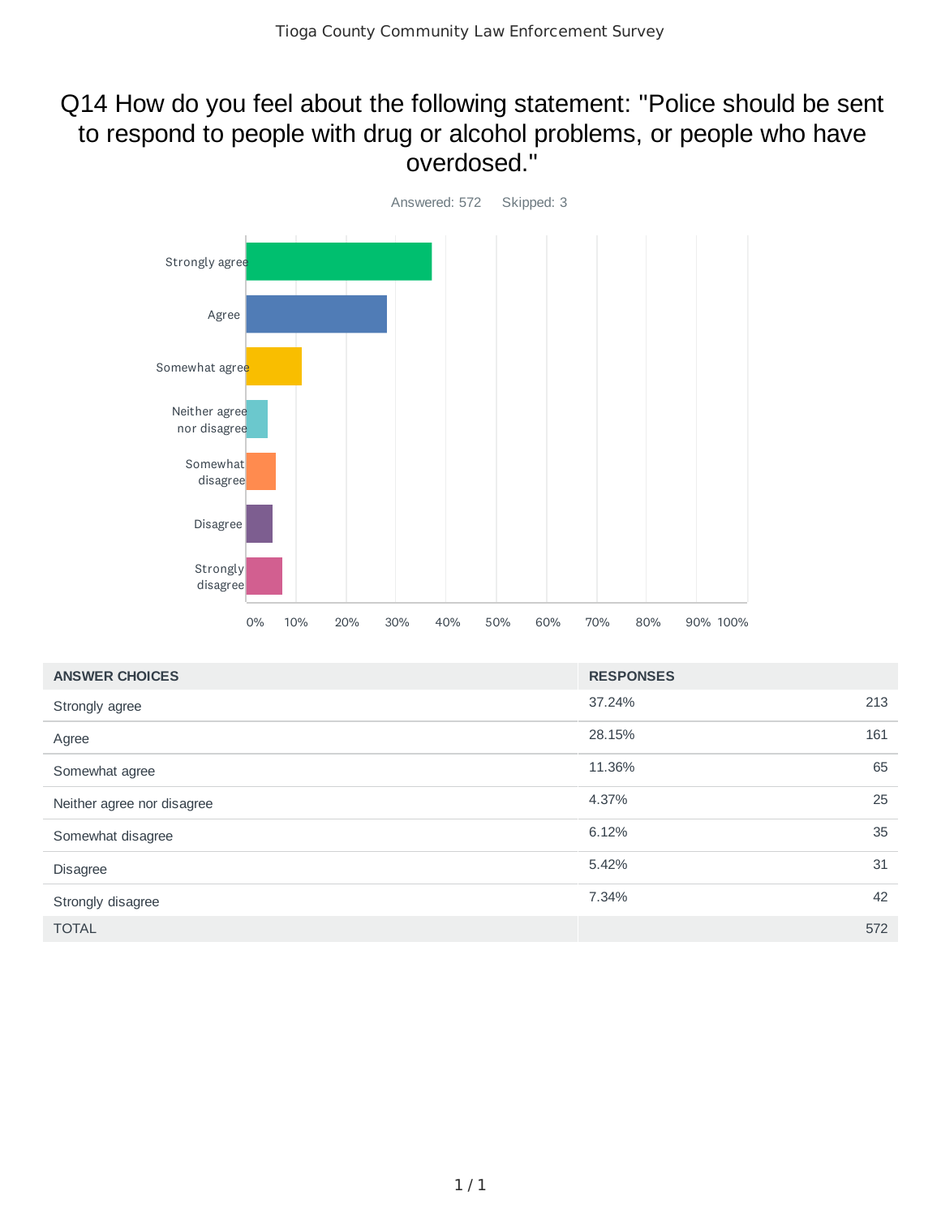# Q14 How do you feel about the following statement: "Police should be sent to respond to people with drug or alcohol problems, or people who have overdosed."

Answered: 572 Skipped: 3

| ANSWER CHOICES | RESPONSES | |
|---|---|---|
| Strongly agree | 37.24% | 213 |
| Agree | 28.15% | 161 |
| Somewhat agree | 11.36% | 65 |
| Neither agree nor disagree | 4.37% | 25 |
| Somewhat disagree | 6.12% | 35 |
| Disagree | 5.42% | 31 |
| Strongly disagree | 7.34% | 42 |
| TOTAL | | 572 |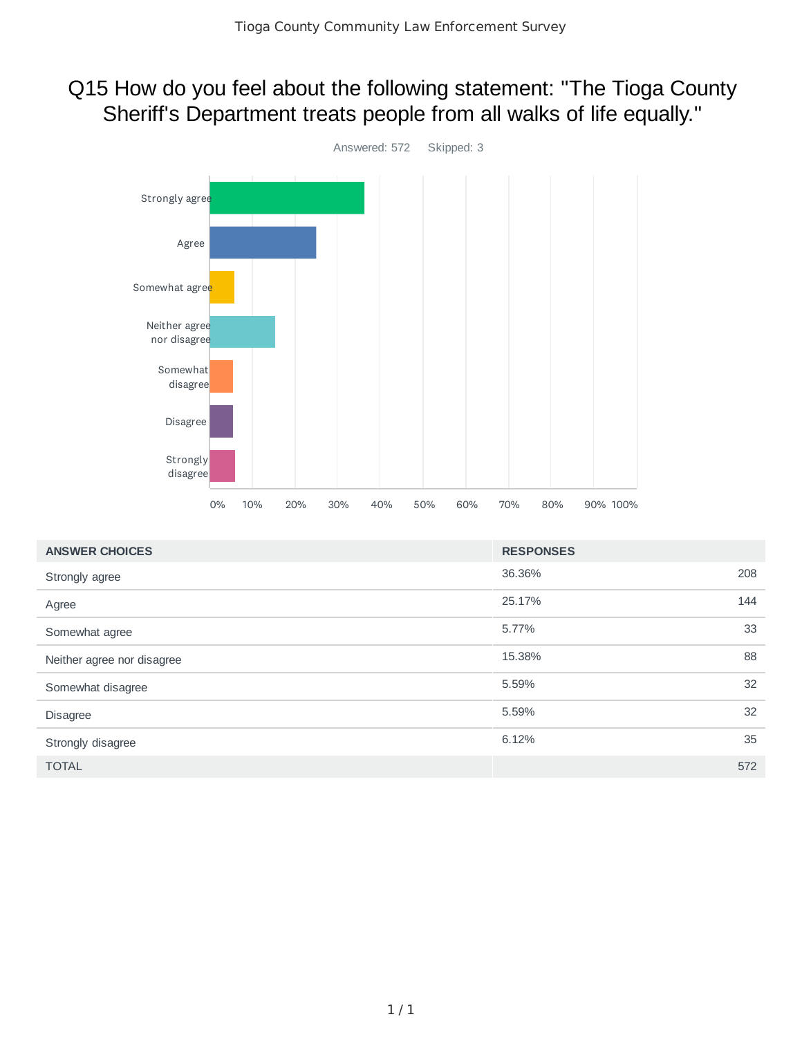# Q15 How do you feel about the following statement: "The Tioga County Sheriff's Department treats people from all walks of life equally."

Answered: 572 Skipped: 3

| ANSWER CHOICES | RESPONSES | |
|---|---|---|
| Strongly agree | 36.36% | 208 |
| Agree | 25.17% | 144 |
| Somewhat agree | 5.77% | 33 |
| Neither agree nor disagree | 15.38% | 88 |
| Somewhat disagree | 5.59% | 32 |
| Disagree | 5.59% | 32 |
| Strongly disagree | 6.12% | 35 |
| TOTAL | | 572 |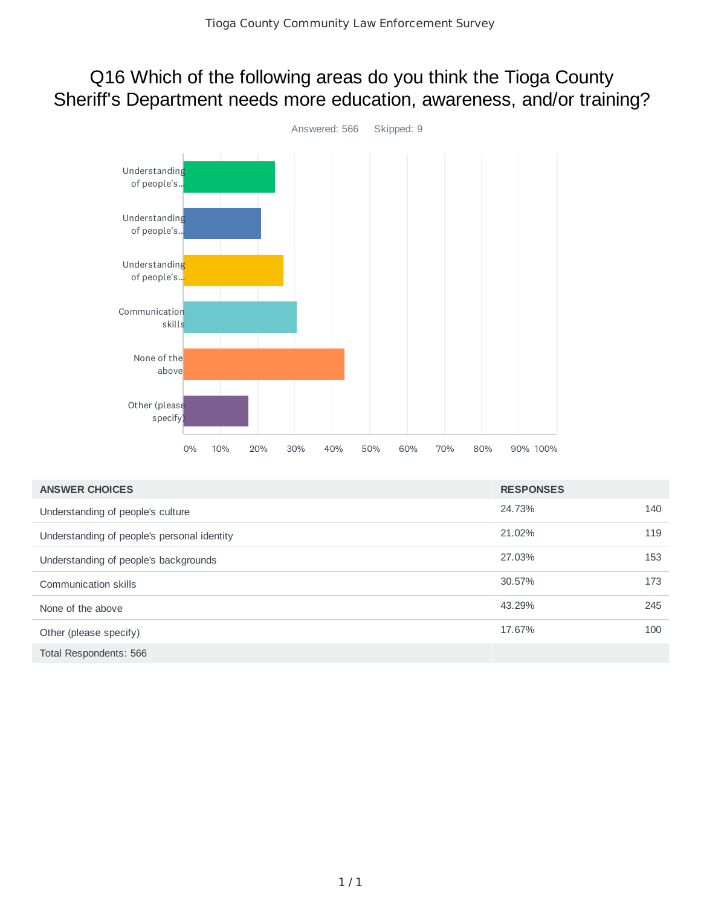# Q16 Which of the following areas do you think the Tioga County Sheriff's Department needs more education, awareness, and/or training?

Answered: 566 Skipped: 9

| ANSWER CHOICES | RESPONSES | |
|---|---|---|
| Understanding of people's culture | 24.73% | 140 |
| Understanding of people's personal identity | 21.02% | 119 |
| Understanding of people's backgrounds | 27.03% | 153 |
| Communication skills | 30.57% | 173 |
| None of the above | 43.29% | 245 |
| Other (please specify) | 17.67% | 100 |
| Total Respondents: 566 | | |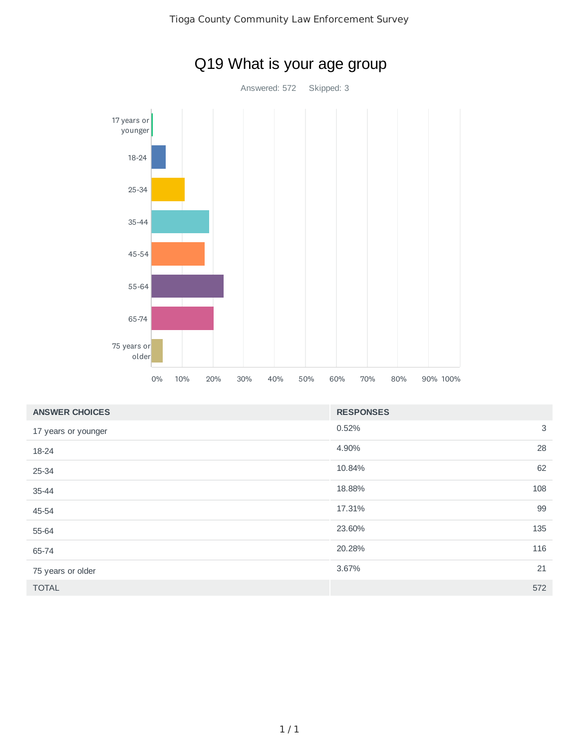# Q19 What is your age group

Answered: 572 Skipped: 3

| ANSWER CHOICES | RESPONSES | |
|---|---|---|
| 17 years or younger | 0.52% | 3 |
| 18-24 | 4.90% | 28 |
| 25-34 | 10.84% | 62 |
| 35-44 | 18.88% | 108 |
| 45-54 | 17.31% | 99 |
| 55-64 | 23.60% | 135 |
| 65-74 | 20.28% | 116 |
| 75 years or older | 3.67% | 21 |
| TOTAL | | 572 |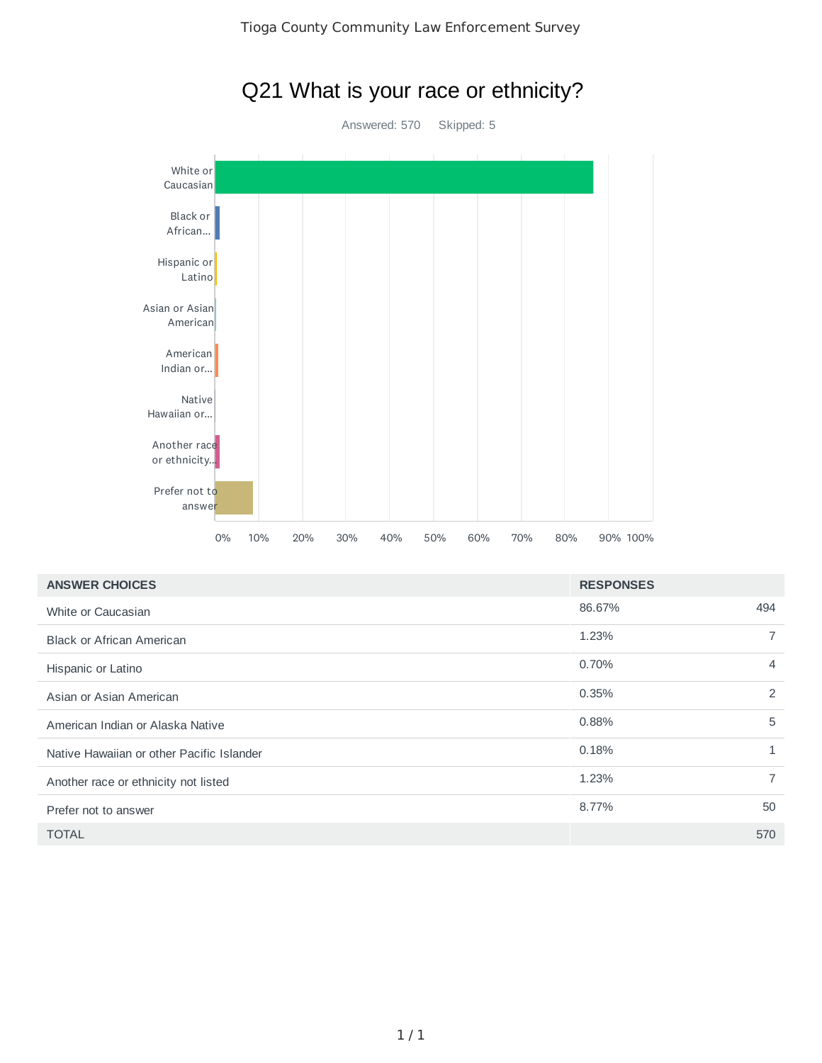Tioga County Community Law Enforcement Survey

## Q21 What is your race or ethnicity?

Answered: 570 Skipped: 5

| ANSWER CHOICES | RESPONSES | |
|---|---|---|
| White or Caucasian | 86.67% | 494 |
| Black or African American | 1.23% | 7 |
| Hispanic or Latino | 0.70% | 4 |
| Asian or Asian American | 0.35% | 2 |
| American Indian or Alaska Native | 0.88% | 5 |
| Native Hawaiian or other Pacific Islander | 0.18% | 1 |
| Another race or ethnicity not listed | 1.23% | 7 |
| Prefer not to answer | 8.77% | 50 |
| TOTAL | | 570 |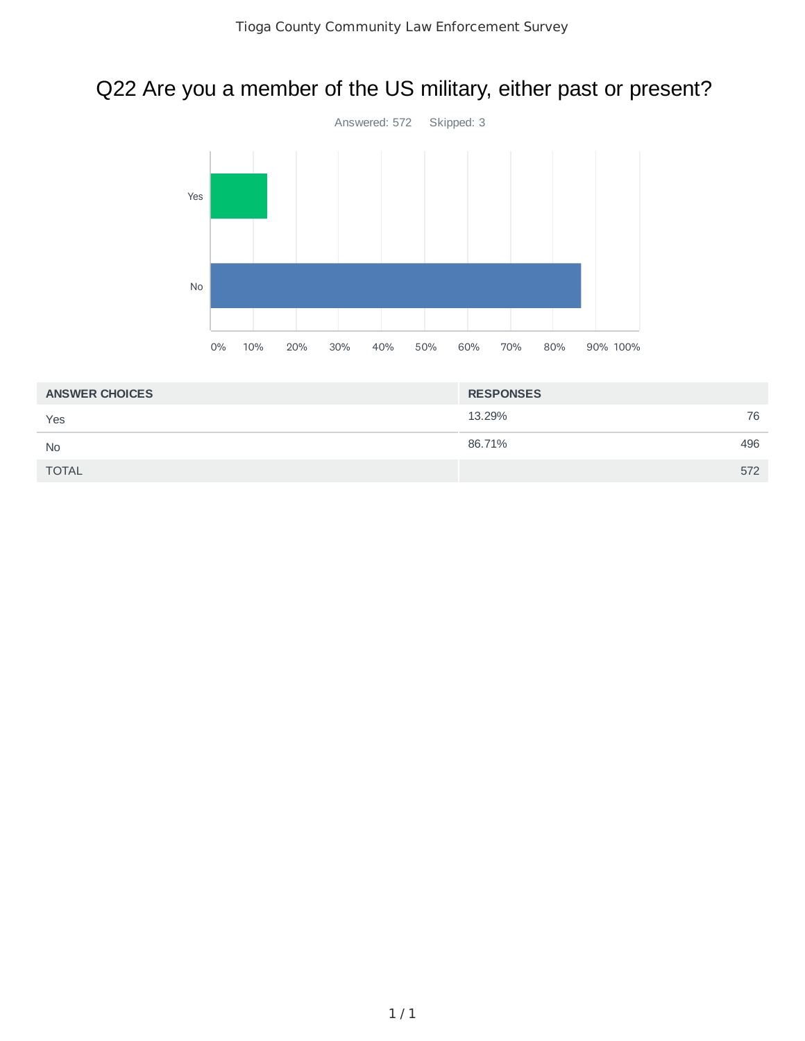# Q22 Are you a member of the US military, either past or present?

Answered: 572 Skipped: 3

| ANSWER CHOICES | RESPONSES | |
|---|---|---|
| Yes | 13.29% | 76 |
| No | 86.71% | 496 |
| TOTAL | | 572 |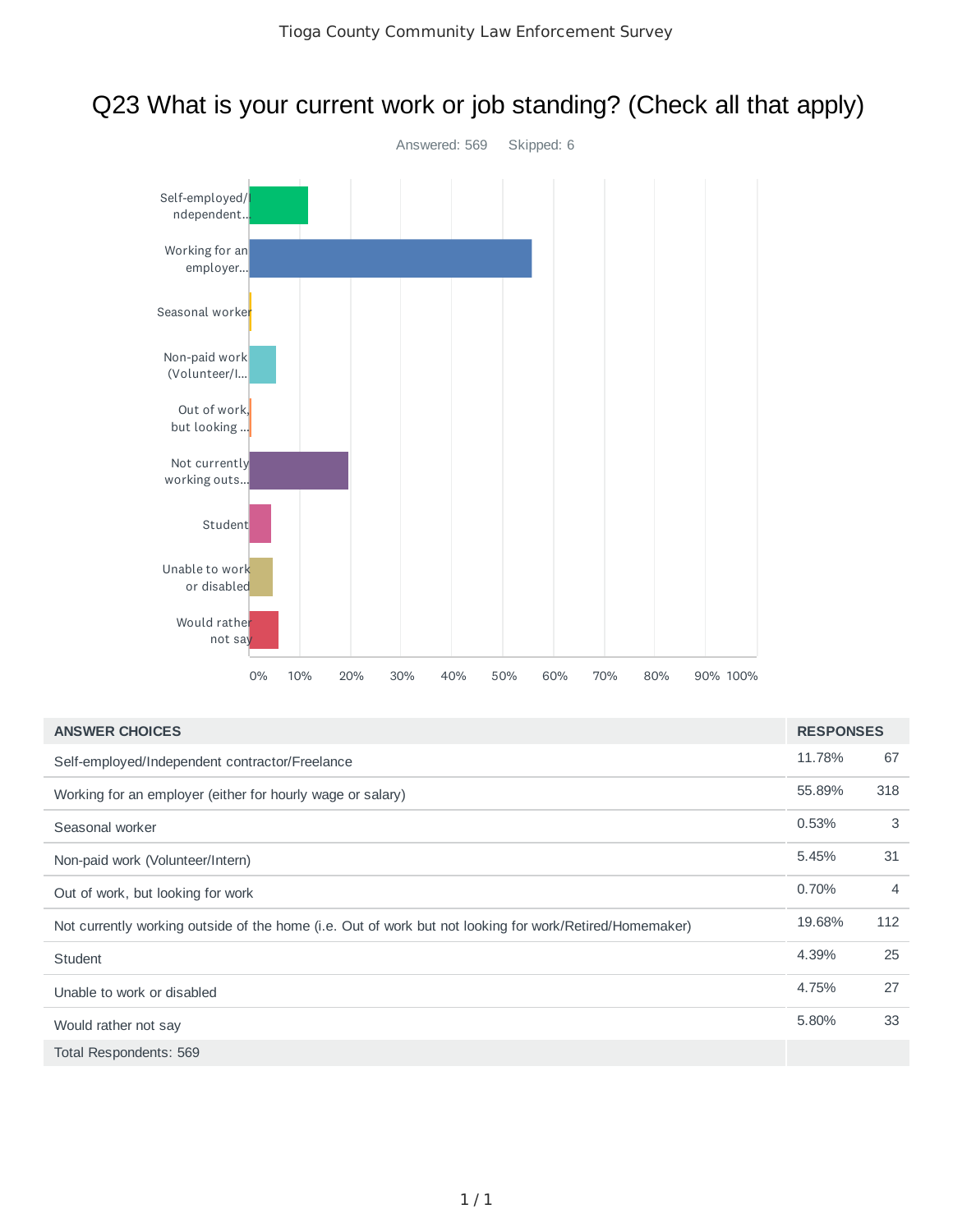# Q23 What is your current work or job standing? (Check all that apply)

Answered: 569 Skipped: 6

| ANSWER CHOICES | RESPONSES | |
|---|---|---|
| Self-employed/Independent contractor/Freelance | 11.78% | 67 |
| Working for an employer (either for hourly wage or salary) | 55.89% | 318 |
| Seasonal worker | 0.53% | 3 |
| Non-paid work (Volunteer/Intern) | 5.45% | 31 |
| Out of work, but looking for work | 0.70% | 4 |
| Not currently working outside of the home (i.e. Out of work but not looking for work/Retired/Homemaker) | 19.68% | 112 |
| Student | 4.39% | 25 |
| Unable to work or disabled | 4.75% | 27 |
| Would rather not say | 5.80% | 33 |
| Total Respondents: 569 | | |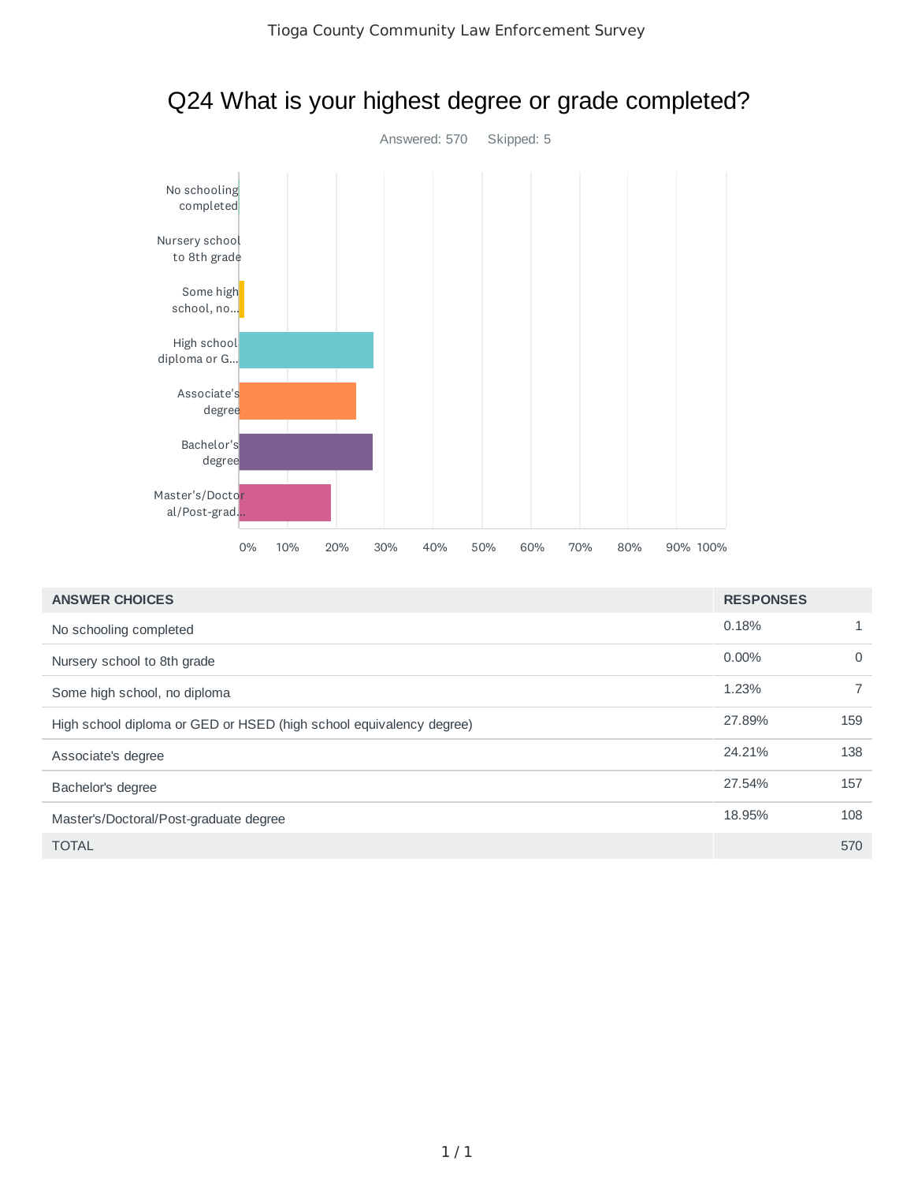# Q24 What is your highest degree or grade completed?

Answered: 570 Skipped: 5

| ANSWER CHOICES | RESPONSES | |
|---|---|---|
| No schooling completed | 0.18% | 1 |
| Nursery school to 8th grade | 0.00% | 0 |
| Some high school, no diploma | 1.23% | 7 |
| High school diploma or GED or HSED (high school equivalency degree) | 27.89% | 159 |
| Associate's degree | 24.21% | 138 |
| Bachelor's degree | 27.54% | 157 |
| Master's/Doctoral/Post-graduate degree | 18.95% | 108 |
| TOTAL | | 570 |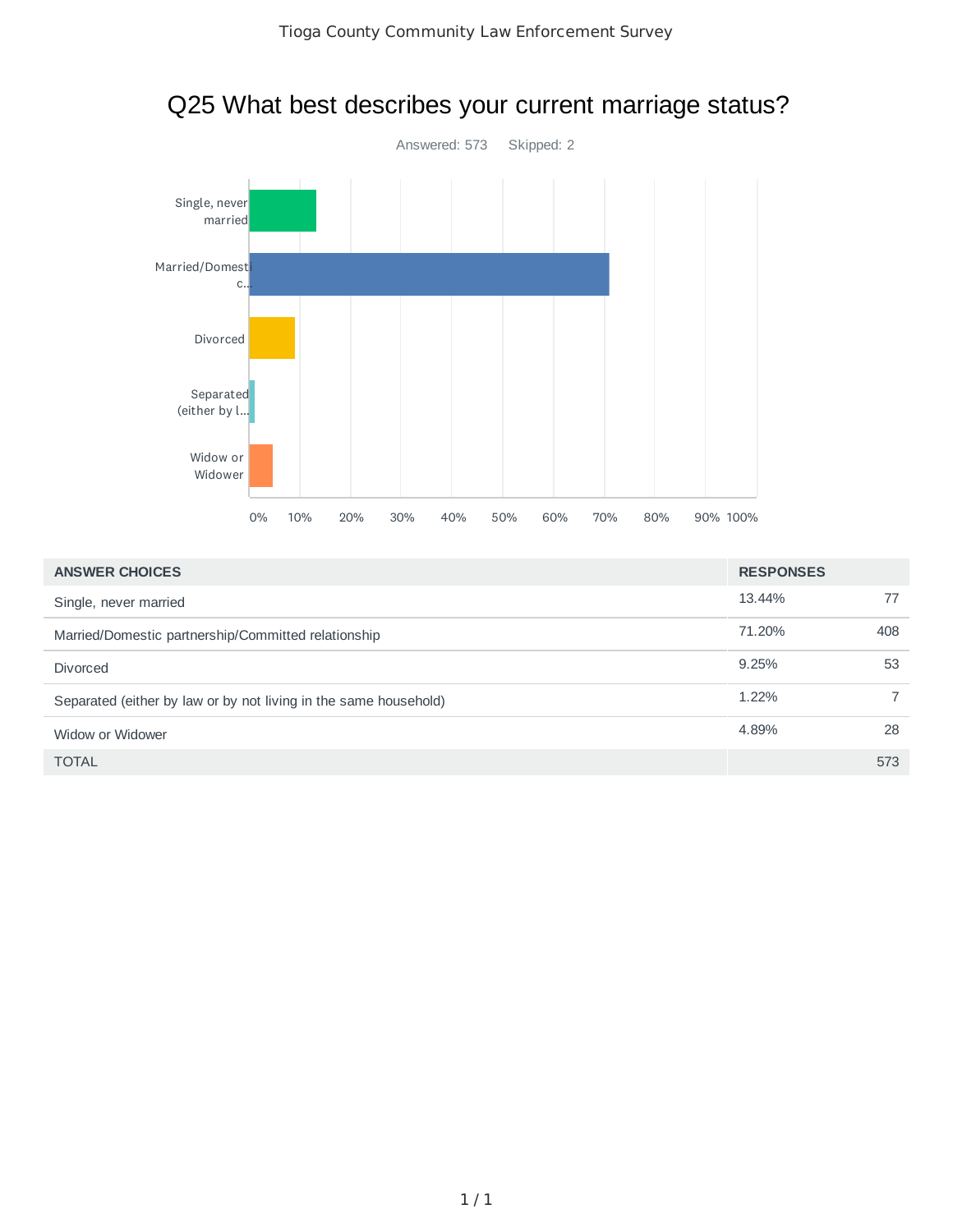# Q25 What best describes your current marriage status?

Answered: 573    Skipped: 2

| ANSWER CHOICES | RESPONSES | |
|---|---|---|
| Single, never married | 13.44% | 77 |
| Married/Domestic partnership/Committed relationship | 71.20% | 408 |
| Divorced | 9.25% | 53 |
| Separated (either by law or by not living in the same household) | 1.22% | 7 |
| Widow or Widower | 4.89% | 28 |
| TOTAL | | 573 |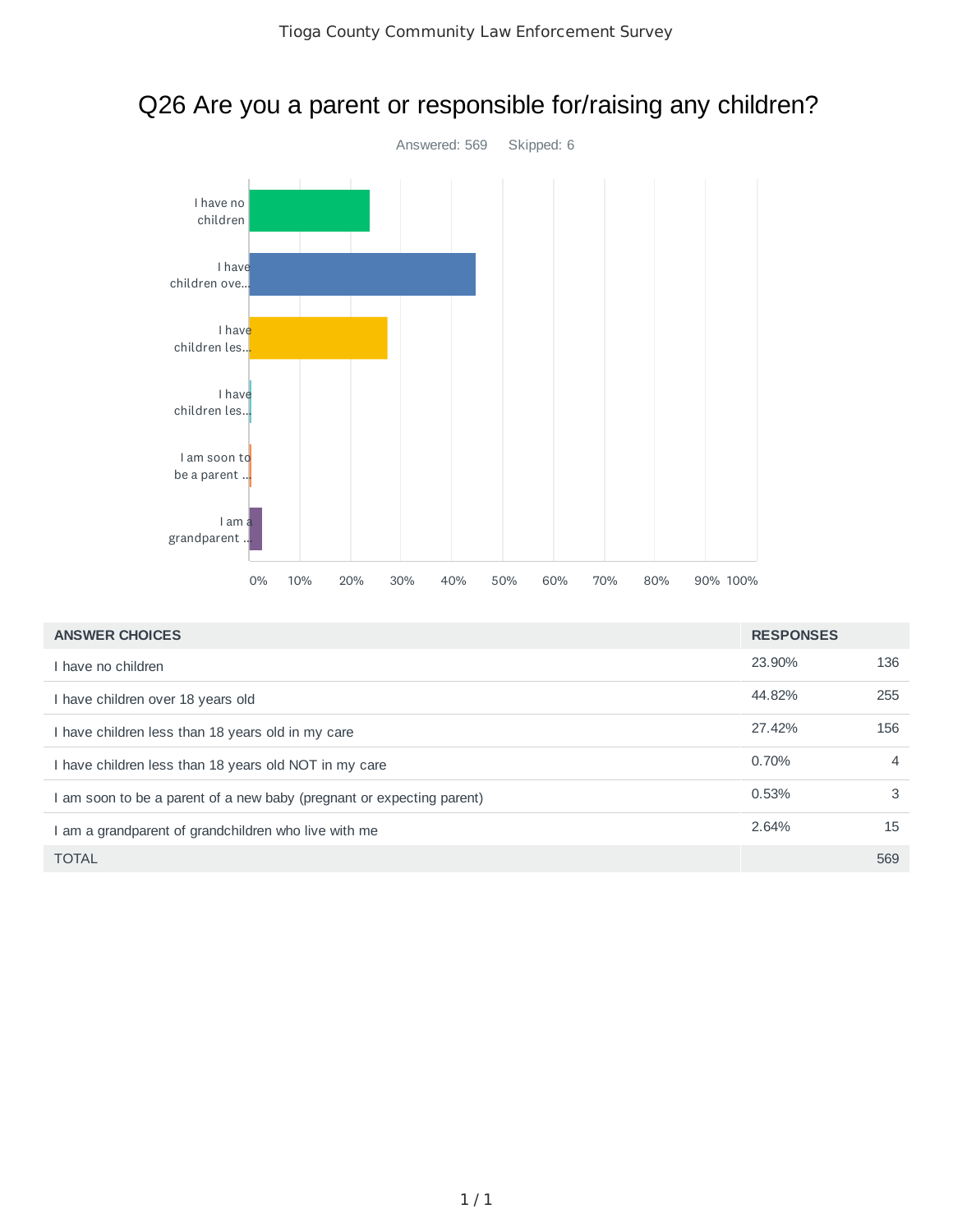# Q26 Are you a parent or responsible for/raising any children?

Answered: 569 Skipped: 6

I have no children

I have children ove...

I have children les...

I have children les...

I am soon to be a parent ...

I am a grandparent ...

0% 10% 20% 30% 40% 50% 60% 70% 80% 90% 100%

| ANSWER CHOICES | RESPONSES | |
|---|---|---|
| I have no children | 23.90% | 136 |
| I have children over 18 years old | 44.82% | 255 |
| I have children less than 18 years old in my care | 27.42% | 156 |
| I have children less than 18 years old NOT in my care | 0.70% | 4 |
| I am soon to be a parent of a new baby (pregnant or expecting parent) | 0.53% | 3 |
| I am a grandparent of grandchildren who live with me | 2.64% | 15 |
| TOTAL | | 569 |